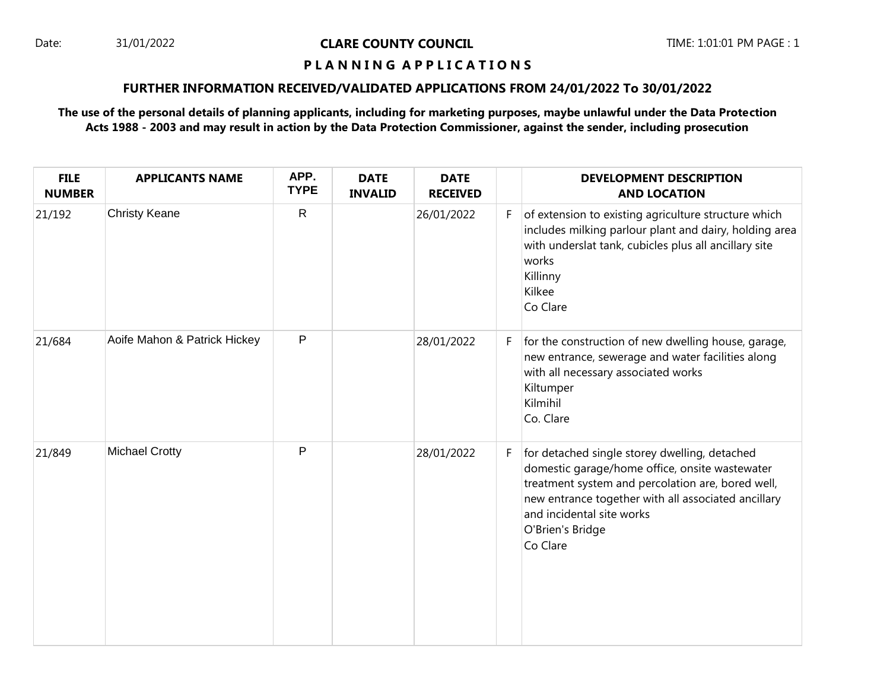Date: 31/01/2022

# CLARE COUNTY COUNCIL

## P L A N N I N G A P P L I C A T I O N S

### FURTHER INFORMATION RECEIVED/VALIDATED APPLICATIONS FROM 24/01/2022 To 30/01/2022

**The use of the personal details of planning applicants, including for marketing purposes, maybe unlawful under the Data Protection Acts 1988 - 2003 and may result in action by the Data Protection Commissioner, against the sender, including prosecution**

| FILE NUMBER | APPLICANTS NAME | APP. TYPE | DATE INVALID | DATE RECEIVED | | DEVELOPMENT DESCRIPTION AND LOCATION |
|---|---|---|---|---|---|---|
| 21/192 | Christy Keane | R | | 26/01/2022 | F | of extension to existing agriculture structure which includes milking parlour plant and dairy, holding area with underslat tank, cubicles plus all ancillary site works<br>Killinny<br>Kilkee<br>Co Clare |
| 21/684 | Aoife Mahon & Patrick Hickey | P | | 28/01/2022 | F | for the construction of new dwelling house, garage, new entrance, sewerage and water facilities along with all necessary associated works<br>Kiltumper<br>Kilmihil<br>Co. Clare |
| 21/849 | Michael Crotty | P | | 28/01/2022 | F | for detached single storey dwelling, detached domestic garage/home office, onsite wastewater treatment system and percolation are, bored well, new entrance together with all associated ancillary and incidental site works<br>O'Brien's Bridge<br>Co Clare |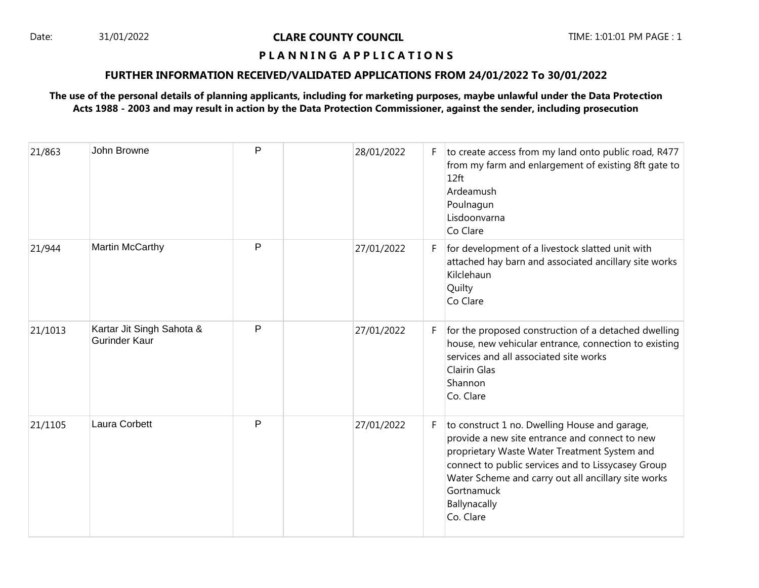Date: 31/01/2022

**CLARE COUNTY COUNCIL**

**P L A N N I N G A P P L I C A T I O N S**

**FURTHER INFORMATION RECEIVED/VALIDATED APPLICATIONS FROM 24/01/2022 To 30/01/2022**

**The use of the personal details of planning applicants, including for marketing purposes, maybe unlawful under the Data Protection Acts 1988 - 2003 and may result in action by the Data Protection Commissioner, against the sender, including prosecution**

| | | | | | | |
|---|---|---|---|---|---|---|
| 21/863 | John Browne | P | | 28/01/2022 | F | to create access from my land onto public road, R477 from my farm and enlargement of existing 8ft gate to 12ft<br>Ardeamush<br>Poulnagun<br>Lisdoonvarna<br>Co Clare |
| 21/944 | Martin McCarthy | P | | 27/01/2022 | F | for development of a livestock slatted unit with attached hay barn and associated ancillary site works<br>Kilclehaun<br>Quilty<br>Co Clare |
| 21/1013 | Kartar Jit Singh Sahota & Gurinder Kaur | P | | 27/01/2022 | F | for the proposed construction of a detached dwelling house, new vehicular entrance, connection to existing services and all associated site works<br>Clairin Glas<br>Shannon<br>Co. Clare |
| 21/1105 | Laura Corbett | P | | 27/01/2022 | F | to construct 1 no. Dwelling House and garage, provide a new site entrance and connect to new proprietary Waste Water Treatment System and connect to public services and to Lissycasey Group Water Scheme and carry out all ancillary site works<br>Gortnamuck<br>Ballynacally<br>Co. Clare |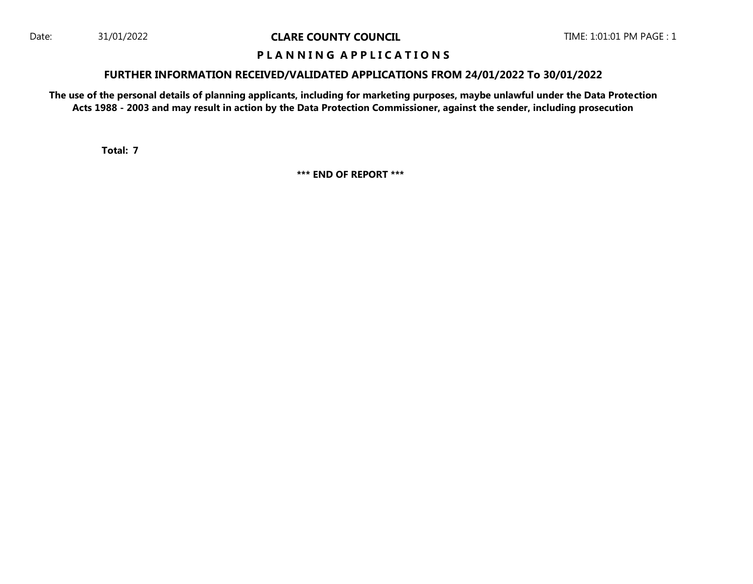**Total: 7**

**\*\*\* END OF REPORT \*\*\***

**Total: 7**

*** END OF REPORT ***